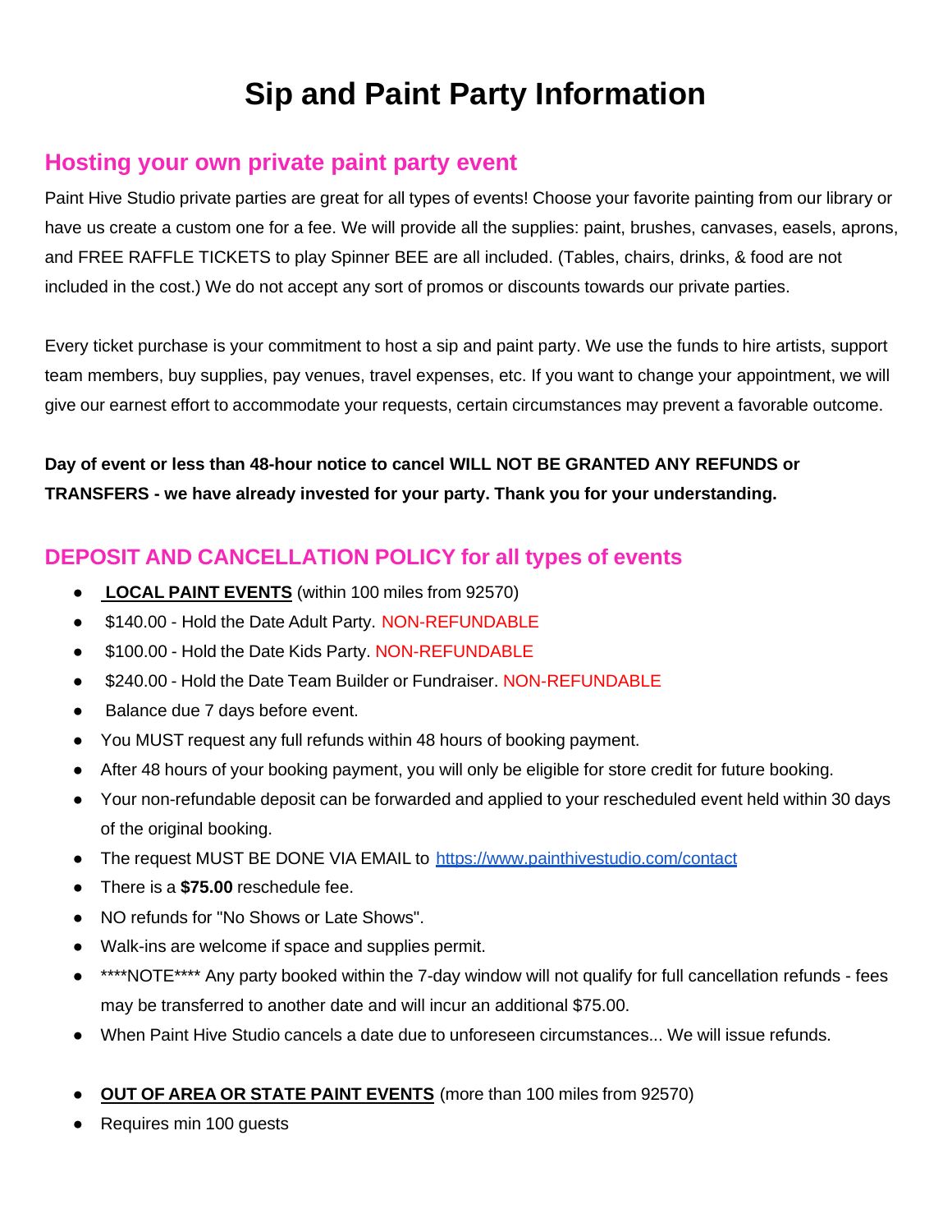# Sip and Paint Party Information

## Hosting your own private paint party event

Paint Hive Studio private parties are great for all types of events! Choose your favorite painting from our library or have us create a custom one for a fee. We will provide all the supplies: paint, brushes, canvases, easels, aprons, and FREE RAFFLE TICKETS to play Spinner BEE are all included. (Tables, chairs, drinks, & food are not included in the cost.) We do not accept any sort of promos or discounts towards our private parties.

Every ticket purchase is your commitment to host a sip and paint party. We use the funds to hire artists, support team members, buy supplies, pay venues, travel expenses, etc. If you want to change your appointment, we will give our earnest effort to accommodate your requests, certain circumstances may prevent a favorable outcome.

**Day of event or less than 48-hour notice to cancel WILL NOT BE GRANTED ANY REFUNDS or TRANSFERS - we have already invested for your party. Thank you for your understanding.**

## DEPOSIT AND CANCELLATION POLICY for all types of events

- **LOCAL PAINT EVENTS** (within 100 miles from 92570)
- $140.00 - Hold the Date Adult Party. NON-REFUNDABLE
- $100.00 - Hold the Date Kids Party. NON-REFUNDABLE
- $240.00 - Hold the Date Team Builder or Fundraiser. NON-REFUNDABLE
- Balance due 7 days before event.
- You MUST request any full refunds within 48 hours of booking payment.
- After 48 hours of your booking payment, you will only be eligible for store credit for future booking.
- Your non-refundable deposit can be forwarded and applied to your rescheduled event held within 30 days of the original booking.
- The request MUST BE DONE VIA EMAIL to [https://www.painthivestudio.com/contact](https://www.painthivestudio.com/contact)
- There is a **$75.00** reschedule fee.
- NO refunds for "No Shows or Late Shows".
- Walk-ins are welcome if space and supplies permit.
- ****NOTE**** Any party booked within the 7-day window will not qualify for full cancellation refunds - fees may be transferred to another date and will incur an additional $75.00.
- When Paint Hive Studio cancels a date due to unforeseen circumstances... We will issue refunds.

- **OUT OF AREA OR STATE PAINT EVENTS** (more than 100 miles from 92570)
- Requires min 100 guests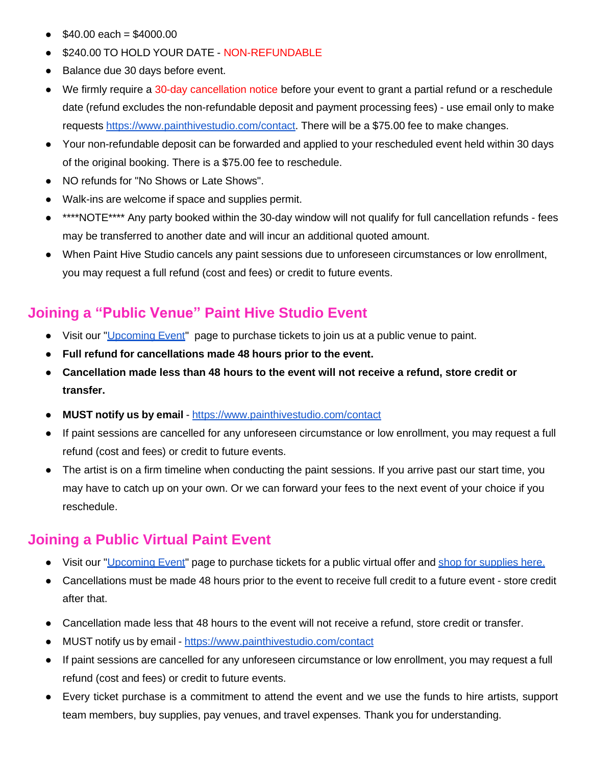- $40.00 each = $4000.00
- $240.00 TO HOLD YOUR DATE - NON-REFUNDABLE
- Balance due 30 days before event.
- We firmly require a 30-day cancellation notice before your event to grant a partial refund or a reschedule date (refund excludes the non-refundable deposit and payment processing fees) - use email only to make requests [https://www.painthivestudio.com/contact](https://www.painthivestudio.com/contact). There will be a $75.00 fee to make changes.
- Your non-refundable deposit can be forwarded and applied to your rescheduled event held within 30 days of the original booking. There is a $75.00 fee to reschedule.
- NO refunds for "No Shows or Late Shows".
- Walk-ins are welcome if space and supplies permit.
- ****NOTE**** Any party booked within the 30-day window will not qualify for full cancellation refunds - fees may be transferred to another date and will incur an additional quoted amount.
- When Paint Hive Studio cancels any paint sessions due to unforeseen circumstances or low enrollment, you may request a full refund (cost and fees) or credit to future events.

## Joining a "Public Venue" Paint Hive Studio Event

- Visit our "[Upcoming Event]()" page to purchase tickets to join us at a public venue to paint.
- **Full refund for cancellations made 48 hours prior to the event.**
- **Cancellation made less than 48 hours to the event will not receive a refund, store credit or transfer.**
- **MUST notify us by email** - [https://www.painthivestudio.com/contact](https://www.painthivestudio.com/contact)
- If paint sessions are cancelled for any unforeseen circumstance or low enrollment, you may request a full refund (cost and fees) or credit to future events.
- The artist is on a firm timeline when conducting the paint sessions. If you arrive past our start time, you may have to catch up on your own. Or we can forward your fees to the next event of your choice if you reschedule.

## Joining a Public Virtual Paint Event

- Visit our "[Upcoming Event]()" page to purchase tickets for a public virtual offer and [shop for supplies here.]()
- Cancellations must be made 48 hours prior to the event to receive full credit to a future event - store credit after that.
- Cancellation made less that 48 hours to the event will not receive a refund, store credit or transfer.
- MUST notify us by email - [https://www.painthivestudio.com/contact](https://www.painthivestudio.com/contact)
- If paint sessions are cancelled for any unforeseen circumstance or low enrollment, you may request a full refund (cost and fees) or credit to future events.
- Every ticket purchase is a commitment to attend the event and we use the funds to hire artists, support team members, buy supplies, pay venues, and travel expenses. Thank you for understanding.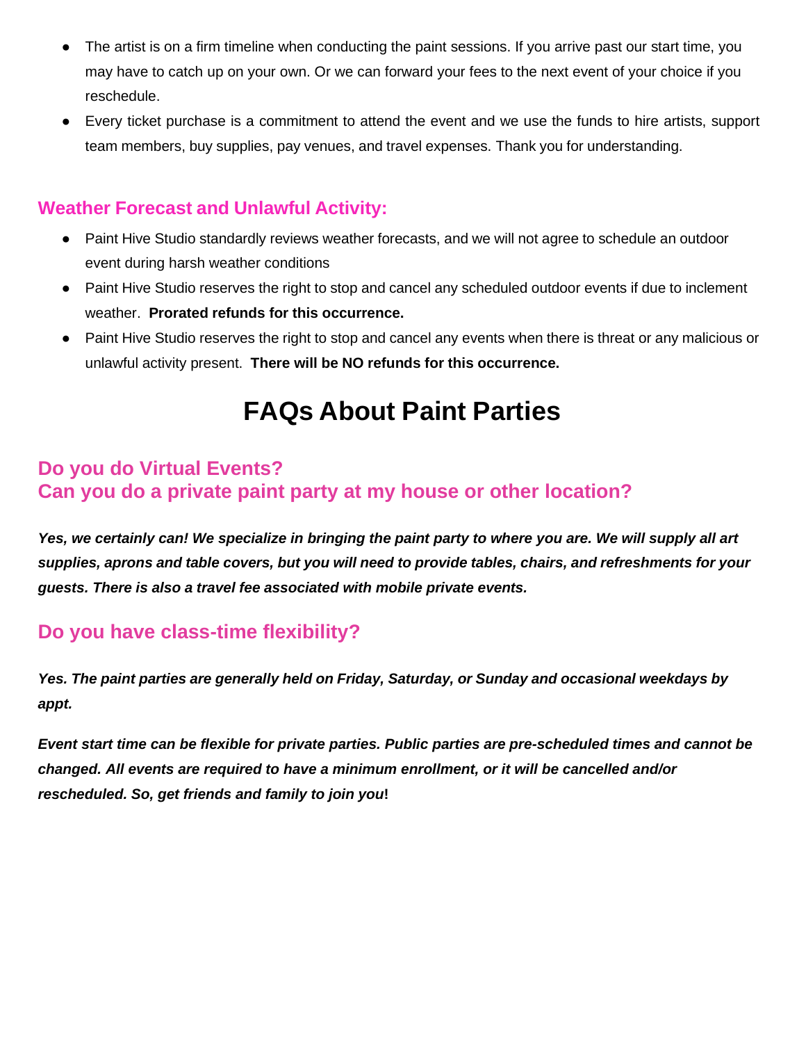- The artist is on a firm timeline when conducting the paint sessions. If you arrive past our start time, you may have to catch up on your own. Or we can forward your fees to the next event of your choice if you reschedule.
- Every ticket purchase is a commitment to attend the event and we use the funds to hire artists, support team members, buy supplies, pay venues, and travel expenses. Thank you for understanding.

## Weather Forecast and Unlawful Activity:

- Paint Hive Studio standardly reviews weather forecasts, and we will not agree to schedule an outdoor event during harsh weather conditions
- Paint Hive Studio reserves the right to stop and cancel any scheduled outdoor events if due to inclement weather. **Prorated refunds for this occurrence.**
- Paint Hive Studio reserves the right to stop and cancel any events when there is threat or any malicious or unlawful activity present. **There will be NO refunds for this occurrence.**

# FAQs About Paint Parties

## Do you do Virtual Events?
## Can you do a private paint party at my house or other location?

***Yes, we certainly can! We specialize in bringing the paint party to where you are. We will supply all art supplies, aprons and table covers, but you will need to provide tables, chairs, and refreshments for your guests. There is also a travel fee associated with mobile private events.***

## Do you have class-time flexibility?

***Yes. The paint parties are generally held on Friday, Saturday, or Sunday and occasional weekdays by appt.***

***Event start time can be flexible for private parties. Public parties are pre-scheduled times and cannot be changed. All events are required to have a minimum enrollment, or it will be cancelled and/or rescheduled. So, get friends and family to join you*****!**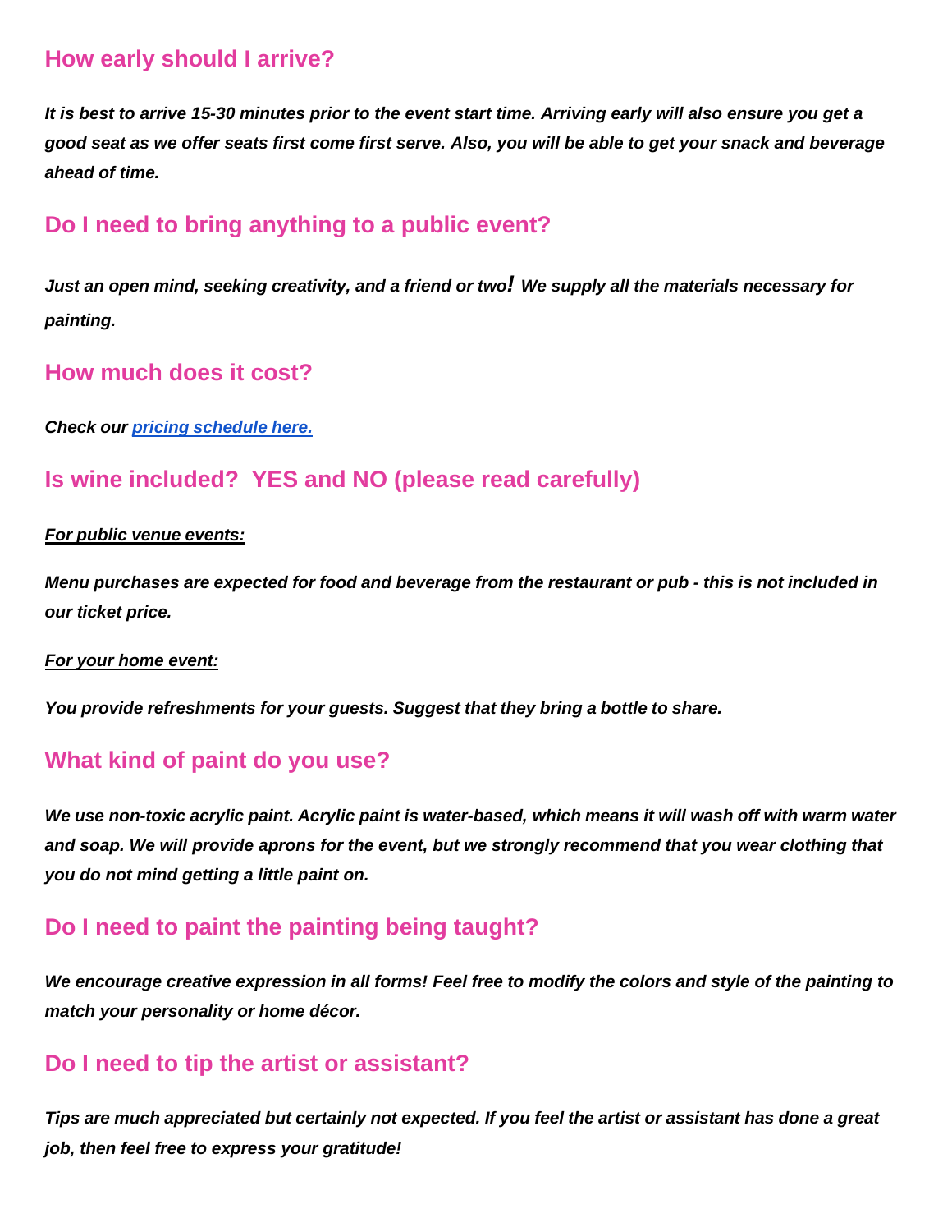## How early should I arrive?

***It is best to arrive 15-30 minutes prior to the event start time. Arriving early will also ensure you get a good seat as we offer seats first come first serve. Also, you will be able to get your snack and beverage ahead of time.***

## Do I need to bring anything to a public event?

***Just an open mind, seeking creativity, and a friend or two! We supply all the materials necessary for painting.***

## How much does it cost?

***Check our [pricing schedule here.](#)***

## Is wine included? YES and NO (please read carefully)

***<u>For public venue events:</u>***

***Menu purchases are expected for food and beverage from the restaurant or pub - this is not included in our ticket price.***

***<u>For your home event:</u>***

***You provide refreshments for your guests. Suggest that they bring a bottle to share.***

## What kind of paint do you use?

***We use non-toxic acrylic paint. Acrylic paint is water-based, which means it will wash off with warm water and soap. We will provide aprons for the event, but we strongly recommend that you wear clothing that you do not mind getting a little paint on.***

## Do I need to paint the painting being taught?

***We encourage creative expression in all forms! Feel free to modify the colors and style of the painting to match your personality or home décor.***

## Do I need to tip the artist or assistant?

***Tips are much appreciated but certainly not expected. If you feel the artist or assistant has done a great job, then feel free to express your gratitude!***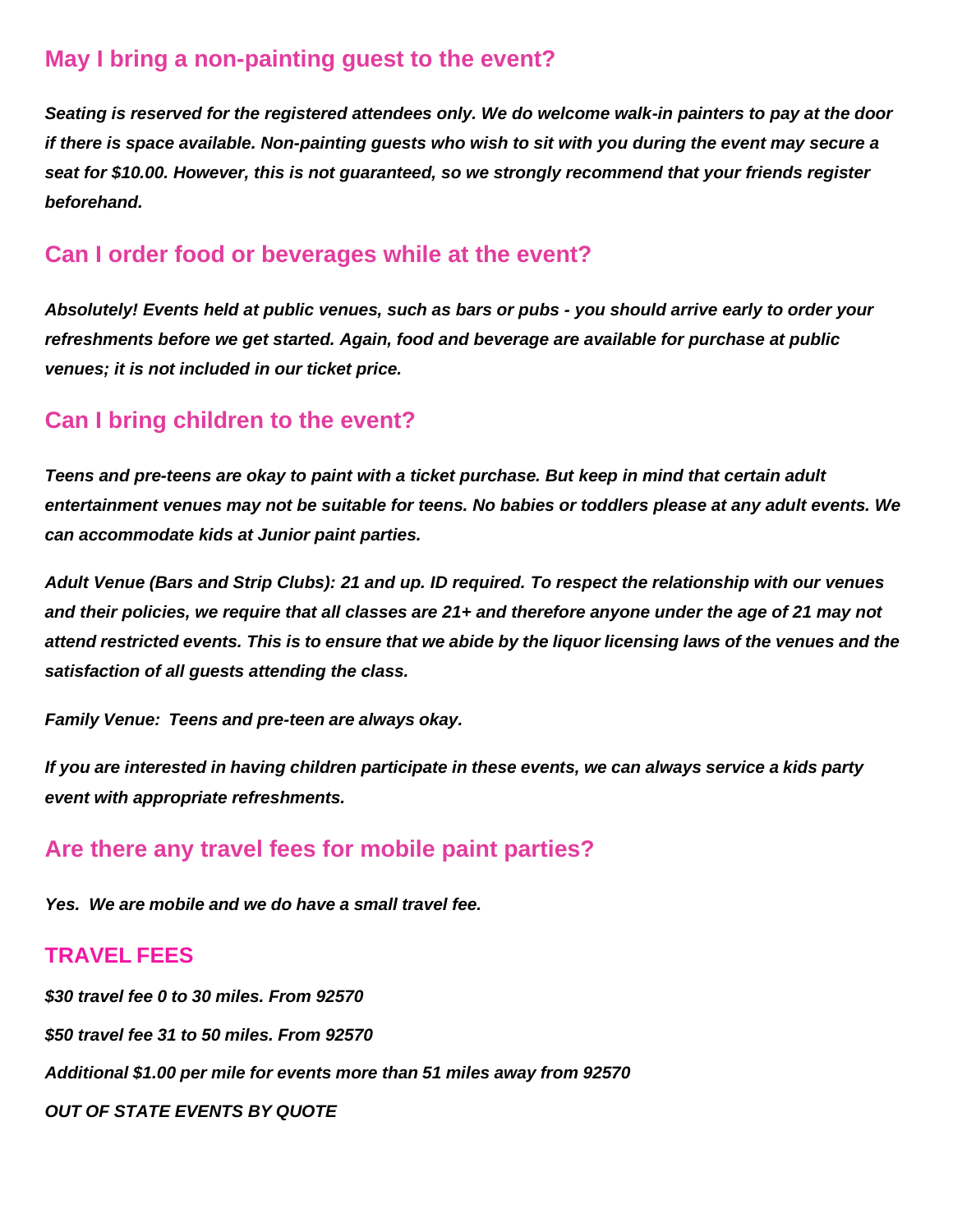## May I bring a non-painting guest to the event?

***Seating is reserved for the registered attendees only. We do welcome walk-in painters to pay at the door if there is space available. Non-painting guests who wish to sit with you during the event may secure a seat for $10.00. However, this is not guaranteed, so we strongly recommend that your friends register beforehand.***

## Can I order food or beverages while at the event?

***Absolutely! Events held at public venues, such as bars or pubs - you should arrive early to order your refreshments before we get started. Again, food and beverage are available for purchase at public venues; it is not included in our ticket price.***

## Can I bring children to the event?

***Teens and pre-teens are okay to paint with a ticket purchase. But keep in mind that certain adult entertainment venues may not be suitable for teens. No babies or toddlers please at any adult events. We can accommodate kids at Junior paint parties.***

***Adult Venue (Bars and Strip Clubs): 21 and up. ID required. To respect the relationship with our venues and their policies, we require that all classes are 21+ and therefore anyone under the age of 21 may not attend restricted events. This is to ensure that we abide by the liquor licensing laws of the venues and the satisfaction of all guests attending the class.***

***Family Venue: Teens and pre-teen are always okay.***

***If you are interested in having children participate in these events, we can always service a kids party event with appropriate refreshments.***

## Are there any travel fees for mobile paint parties?

***Yes. We are mobile and we do have a small travel fee.***

## TRAVEL FEES

***$30 travel fee 0 to 30 miles. From 92570***

***$50 travel fee 31 to 50 miles. From 92570***

***Additional $1.00 per mile for events more than 51 miles away from 92570***

***OUT OF STATE EVENTS BY QUOTE***